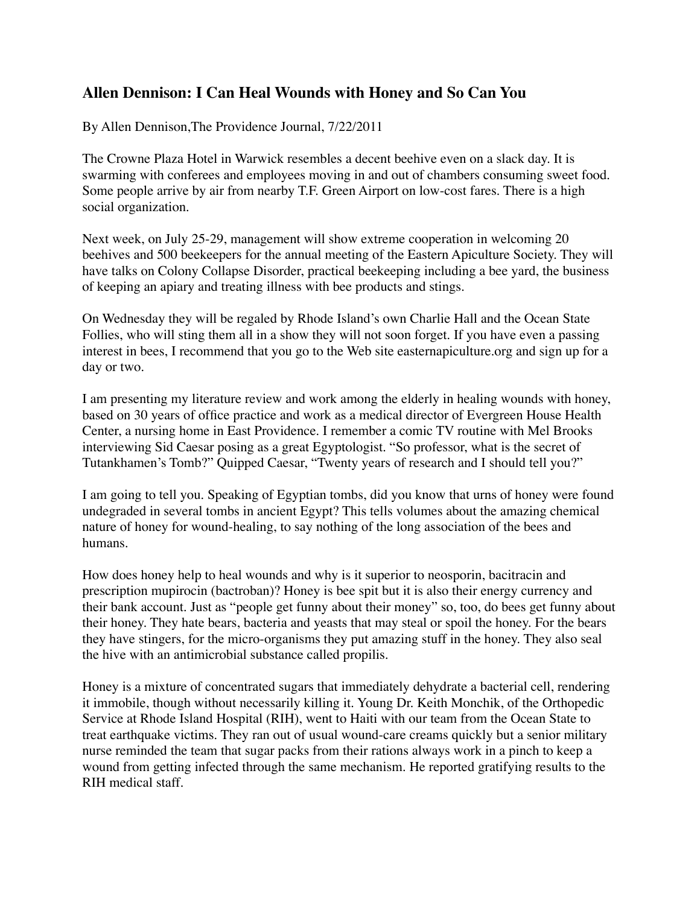# Allen Dennison: I Can Heal Wounds with Honey and So Can You

By Allen Dennison,The Providence Journal, 7/22/2011

The Crowne Plaza Hotel in Warwick resembles a decent beehive even on a slack day. It is swarming with conferees and employees moving in and out of chambers consuming sweet food. Some people arrive by air from nearby T.F. Green Airport on low-cost fares. There is a high social organization.

Next week, on July 25-29, management will show extreme cooperation in welcoming 20 beehives and 500 beekeepers for the annual meeting of the Eastern Apiculture Society. They will have talks on Colony Collapse Disorder, practical beekeeping including a bee yard, the business of keeping an apiary and treating illness with bee products and stings.

On Wednesday they will be regaled by Rhode Island's own Charlie Hall and the Ocean State Follies, who will sting them all in a show they will not soon forget. If you have even a passing interest in bees, I recommend that you go to the Web site easternapiculture.org and sign up for a day or two.

I am presenting my literature review and work among the elderly in healing wounds with honey, based on 30 years of office practice and work as a medical director of Evergreen House Health Center, a nursing home in East Providence. I remember a comic TV routine with Mel Brooks interviewing Sid Caesar posing as a great Egyptologist. "So professor, what is the secret of Tutankhamen's Tomb?" Quipped Caesar, "Twenty years of research and I should tell you?"

I am going to tell you. Speaking of Egyptian tombs, did you know that urns of honey were found undegraded in several tombs in ancient Egypt? This tells volumes about the amazing chemical nature of honey for wound-healing, to say nothing of the long association of the bees and humans.

How does honey help to heal wounds and why is it superior to neosporin, bacitracin and prescription mupirocin (bactroban)? Honey is bee spit but it is also their energy currency and their bank account. Just as "people get funny about their money" so, too, do bees get funny about their honey. They hate bears, bacteria and yeasts that may steal or spoil the honey. For the bears they have stingers, for the micro-organisms they put amazing stuff in the honey. They also seal the hive with an antimicrobial substance called propilis.

Honey is a mixture of concentrated sugars that immediately dehydrate a bacterial cell, rendering it immobile, though without necessarily killing it. Young Dr. Keith Monchik, of the Orthopedic Service at Rhode Island Hospital (RIH), went to Haiti with our team from the Ocean State to treat earthquake victims. They ran out of usual wound-care creams quickly but a senior military nurse reminded the team that sugar packs from their rations always work in a pinch to keep a wound from getting infected through the same mechanism. He reported gratifying results to the RIH medical staff.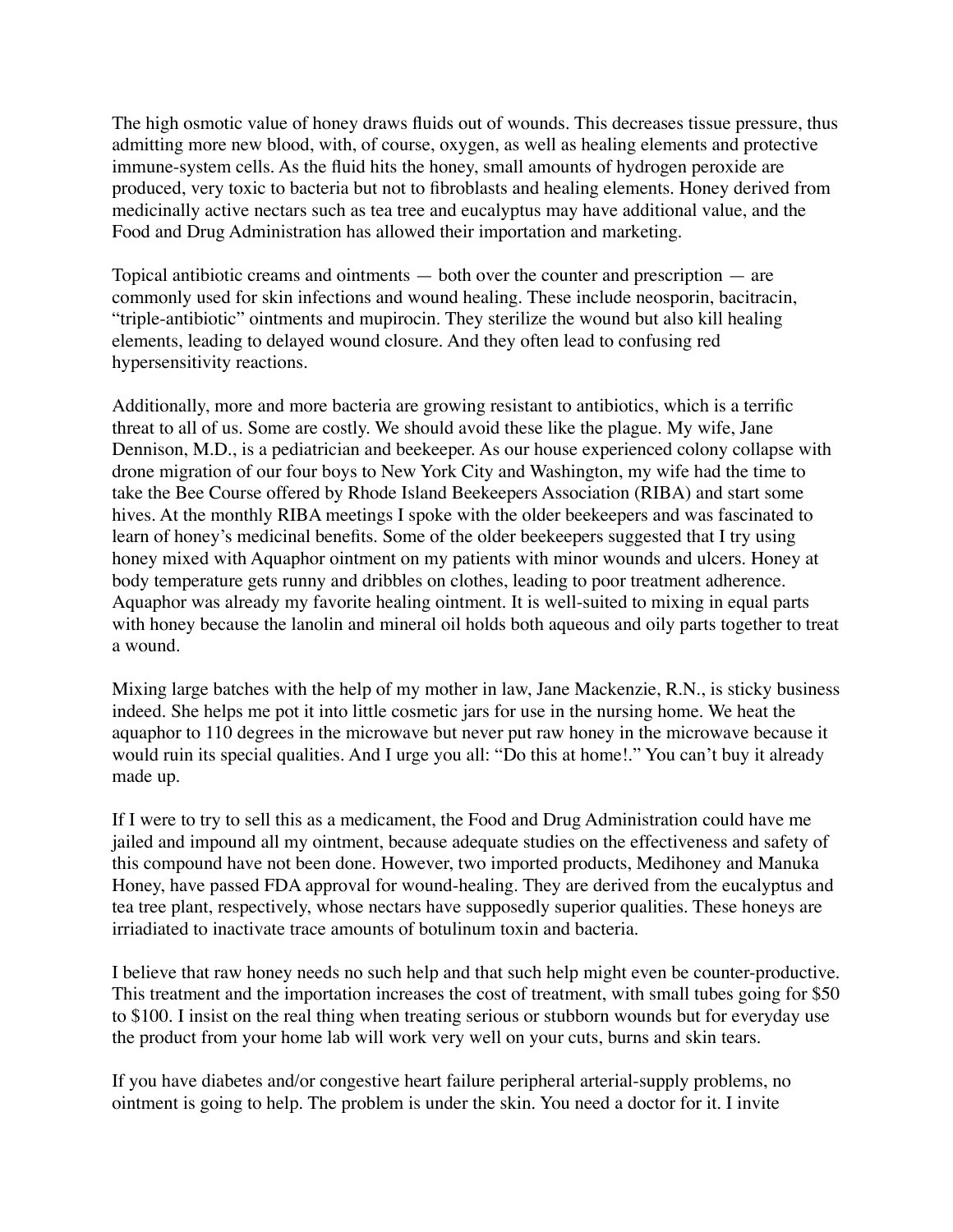The high osmotic value of honey draws fluids out of wounds. This decreases tissue pressure, thus admitting more new blood, with, of course, oxygen, as well as healing elements and protective immune-system cells. As the fluid hits the honey, small amounts of hydrogen peroxide are produced, very toxic to bacteria but not to fibroblasts and healing elements. Honey derived from medicinally active nectars such as tea tree and eucalyptus may have additional value, and the Food and Drug Administration has allowed their importation and marketing.

Topical antibiotic creams and ointments — both over the counter and prescription — are commonly used for skin infections and wound healing. These include neosporin, bacitracin, "triple-antibiotic" ointments and mupirocin. They sterilize the wound but also kill healing elements, leading to delayed wound closure. And they often lead to confusing red hypersensitivity reactions.

Additionally, more and more bacteria are growing resistant to antibiotics, which is a terrific threat to all of us. Some are costly. We should avoid these like the plague. My wife, Jane Dennison, M.D., is a pediatrician and beekeeper. As our house experienced colony collapse with drone migration of our four boys to New York City and Washington, my wife had the time to take the Bee Course offered by Rhode Island Beekeepers Association (RIBA) and start some hives. At the monthly RIBA meetings I spoke with the older beekeepers and was fascinated to learn of honey's medicinal benefits. Some of the older beekeepers suggested that I try using honey mixed with Aquaphor ointment on my patients with minor wounds and ulcers. Honey at body temperature gets runny and dribbles on clothes, leading to poor treatment adherence. Aquaphor was already my favorite healing ointment. It is well-suited to mixing in equal parts with honey because the lanolin and mineral oil holds both aqueous and oily parts together to treat a wound.

Mixing large batches with the help of my mother in law, Jane Mackenzie, R.N., is sticky business indeed. She helps me pot it into little cosmetic jars for use in the nursing home. We heat the aquaphor to 110 degrees in the microwave but never put raw honey in the microwave because it would ruin its special qualities. And I urge you all: "Do this at home!." You can't buy it already made up.

If I were to try to sell this as a medicament, the Food and Drug Administration could have me jailed and impound all my ointment, because adequate studies on the effectiveness and safety of this compound have not been done. However, two imported products, Medihoney and Manuka Honey, have passed FDA approval for wound-healing. They are derived from the eucalyptus and tea tree plant, respectively, whose nectars have supposedly superior qualities. These honeys are irriadiated to inactivate trace amounts of botulinum toxin and bacteria.

I believe that raw honey needs no such help and that such help might even be counter-productive. This treatment and the importation increases the cost of treatment, with small tubes going for $50 to $100. I insist on the real thing when treating serious or stubborn wounds but for everyday use the product from your home lab will work very well on your cuts, burns and skin tears.

If you have diabetes and/or congestive heart failure peripheral arterial-supply problems, no ointment is going to help. The problem is under the skin. You need a doctor for it. I invite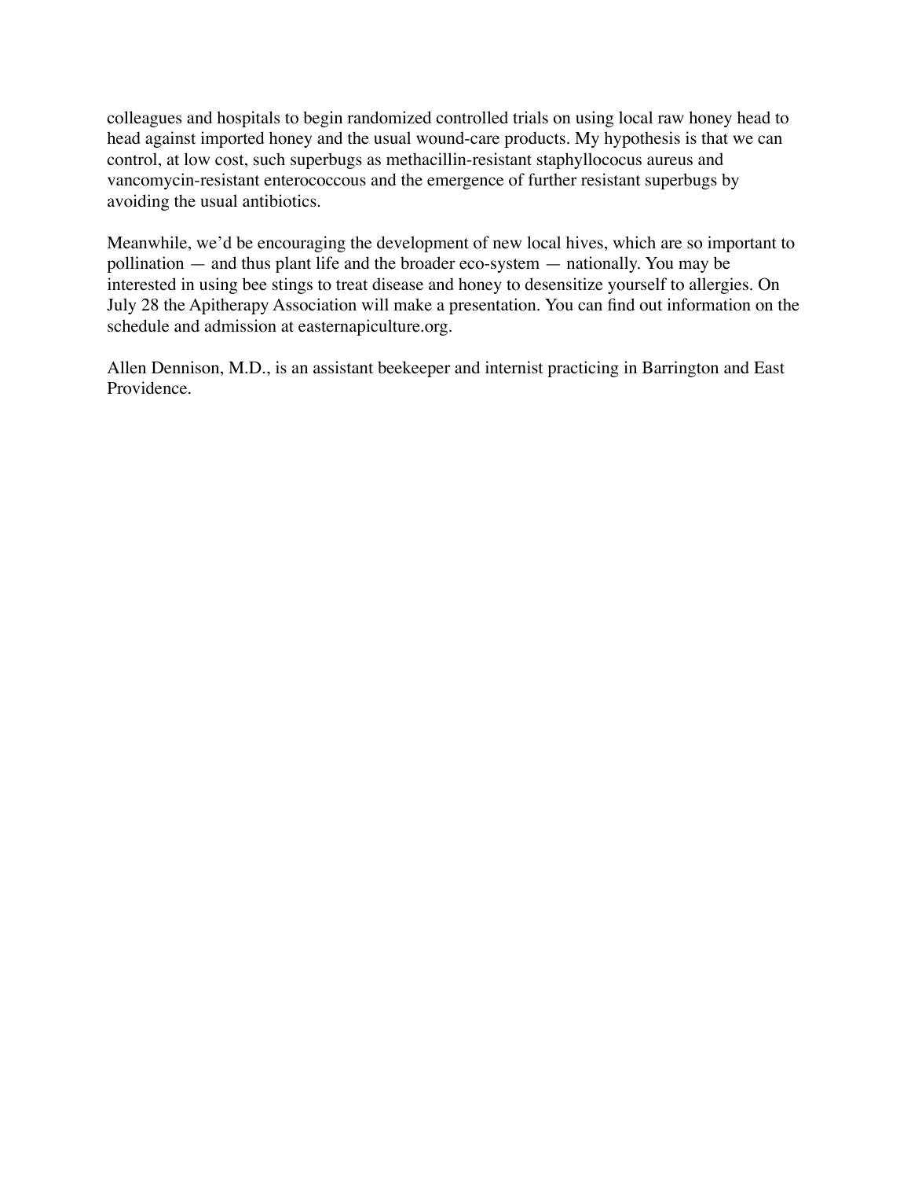colleagues and hospitals to begin randomized controlled trials on using local raw honey head to head against imported honey and the usual wound-care products. My hypothesis is that we can control, at low cost, such superbugs as methacillin-resistant staphyllococus aureus and vancomycin-resistant enterococcous and the emergence of further resistant superbugs by avoiding the usual antibiotics.

Meanwhile, we'd be encouraging the development of new local hives, which are so important to pollination — and thus plant life and the broader eco-system — nationally. You may be interested in using bee stings to treat disease and honey to desensitize yourself to allergies. On July 28 the Apitherapy Association will make a presentation. You can find out information on the schedule and admission at easternapiculture.org.

Allen Dennison, M.D., is an assistant beekeeper and internist practicing in Barrington and East Providence.